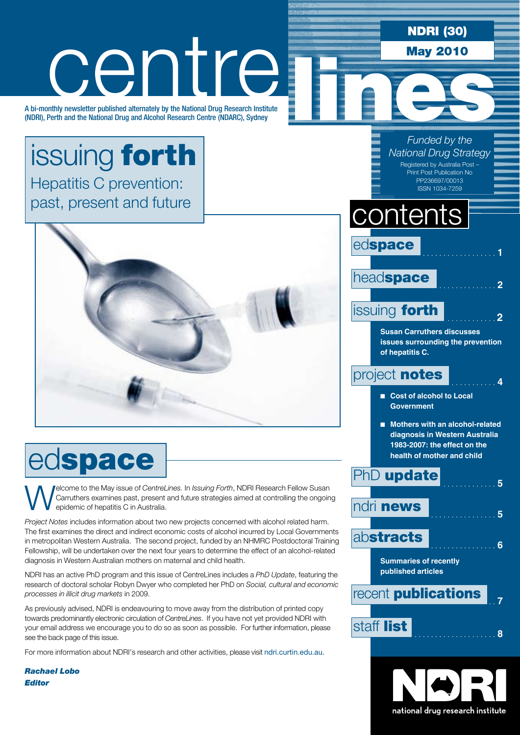# centre lines

A bi-monthly newsletter published alternately by the National Drug Research Institute (NDRI), Perth and the National Drug and Alcohol Research Centre (NDARC), Sydney

**NDRI (30)**

**May 2010**

*Funded by the National Drug Strategy*

Registered by Australia Post – Print Post Publication No PP236697/00013

ISSN 1034-7259

## issuing **forth**

Hepatitis C prevention: past, present and future

## contents

- ed**space** .................. 1
- head**space** .............. 2
- issuing **forth** ............ 2
  - **Susan Carruthers discusses issues surrounding the prevention of hepatitis C.**
- project **notes** ........... 4
  - **Cost of alcohol to Local Government**
  - **Mothers with an alcohol-related diagnosis in Western Australia 1983-2007: the effect on the health of mother and child**
- PhD **update** ............. 5
- ndri **news** ................ 5
- ab**stracts** ................ 6
  - **Summaries of recently published articles**
- recent **publications** .. 7
- staff **list** .................... 8

## ed**space**

Welcome to the May issue of *CentreLines.* In *Issuing Forth*, NDRI Research Fellow Susan Carruthers examines past, present and future strategies aimed at controlling the ongoing epidemic of hepatitis C in Australia.

*Project Notes* includes information about two new projects concerned with alcohol related harm. The first examines the direct and indirect economic costs of alcohol incurred by Local Governments in metropolitan Western Australia. The second project, funded by an NHMRC Postdoctoral Training Fellowship, will be undertaken over the next four years to determine the effect of an alcohol-related diagnosis in Western Australian mothers on maternal and child health.

NDRI has an active PhD program and this issue of CentreLines includes a *PhD Update*, featuring the research of doctoral scholar Robyn Dwyer who completed her PhD on *Social, cultural and economic processes in illicit drug markets* in 2009.

As previously advised, NDRI is endeavouring to move away from the distribution of printed copy towards predominantly electronic circulation of *CentreLines*. If you have not yet provided NDRI with your email address we encourage you to do so as soon as possible. For further information, please see the back page of this issue.

For more information about NDRI's research and other activities, please visit ndri.curtin.edu.au.

***Rachael Lobo***
***Editor***

national drug research institute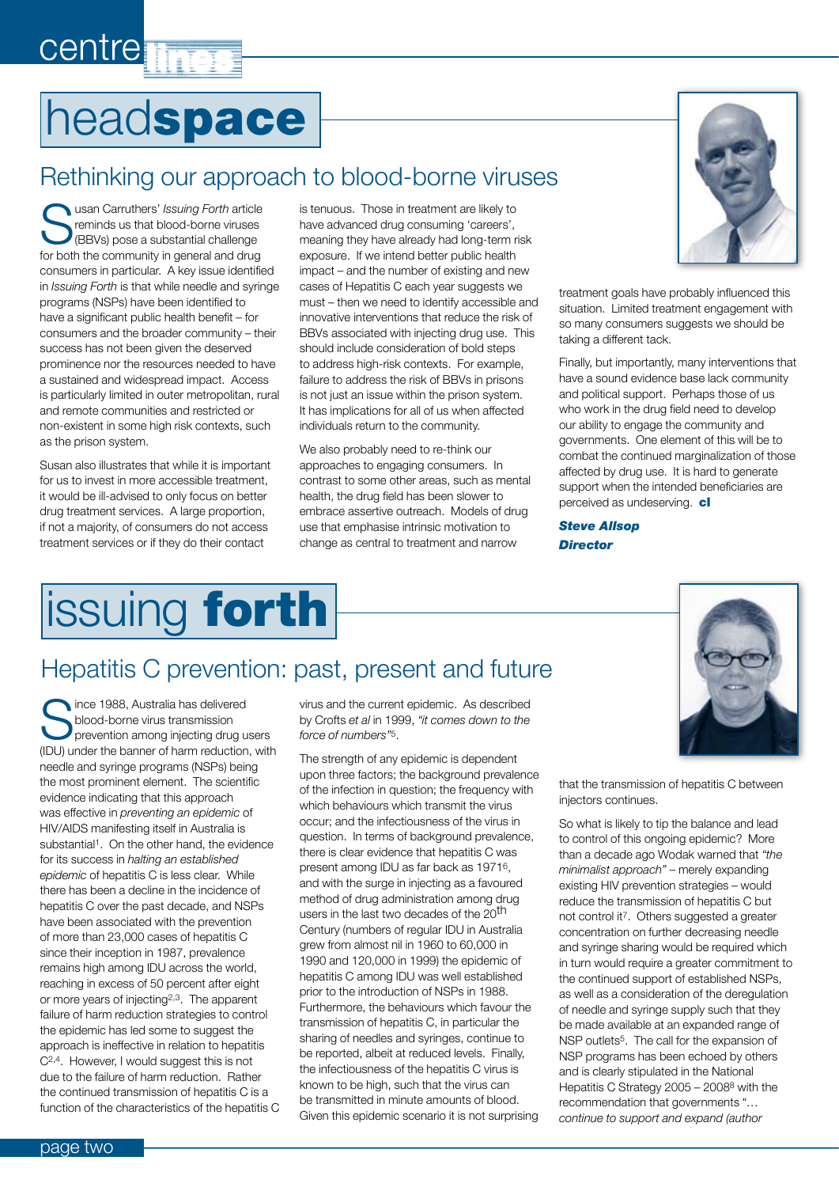# headspace

## Rethinking our approach to blood-borne viruses

Susan Carruthers' *Issuing Forth* article reminds us that blood-borne viruses (BBVs) pose a substantial challenge for both the community in general and drug consumers in particular. A key issue identified in *Issuing Forth* is that while needle and syringe programs (NSPs) have been identified to have a significant public health benefit – for consumers and the broader community – their success has not been given the deserved prominence nor the resources needed to have a sustained and widespread impact. Access is particularly limited in outer metropolitan, rural and remote communities and restricted or non-existent in some high risk contexts, such as the prison system.

Susan also illustrates that while it is important for us to invest in more accessible treatment, it would be ill-advised to only focus on better drug treatment services. A large proportion, if not a majority, of consumers do not access treatment services or if they do their contact is tenuous. Those in treatment are likely to have advanced drug consuming 'careers', meaning they have already had long-term risk exposure. If we intend better public health impact – and the number of existing and new cases of Hepatitis C each year suggests we must – then we need to identify accessible and innovative interventions that reduce the risk of BBVs associated with injecting drug use. This should include consideration of bold steps to address high-risk contexts. For example, failure to address the risk of BBVs in prisons is not just an issue within the prison system. It has implications for all of us when affected individuals return to the community.

We also probably need to re-think our approaches to engaging consumers. In contrast to some other areas, such as mental health, the drug field has been slower to embrace assertive outreach. Models of drug use that emphasise intrinsic motivation to change as central to treatment and narrow treatment goals have probably influenced this situation. Limited treatment engagement with so many consumers suggests we should be taking a different tack.

Finally, but importantly, many interventions that have a sound evidence base lack community and political support. Perhaps those of us who work in the drug field need to develop our ability to engage the community and governments. One element of this will be to combat the continued marginalization of those affected by drug use. It is hard to generate support when the intended beneficiaries are perceived as undeserving. **cl**

***Steve Allsop***
***Director***

# issuing forth

## Hepatitis C prevention: past, present and future

Since 1988, Australia has delivered blood-borne virus transmission prevention among injecting drug users (IDU) under the banner of harm reduction, with needle and syringe programs (NSPs) being the most prominent element. The scientific evidence indicating that this approach was effective in *preventing an epidemic* of HIV/AIDS manifesting itself in Australia is substantial[1]. On the other hand, the evidence for its success in *halting an established epidemic* of hepatitis C is less clear. While there has been a decline in the incidence of hepatitis C over the past decade, and NSPs have been associated with the prevention of more than 23,000 cases of hepatitis C since their inception in 1987, prevalence remains high among IDU across the world, reaching in excess of 50 percent after eight or more years of injecting[2,3]. The apparent failure of harm reduction strategies to control the epidemic has led some to suggest the approach is ineffective in relation to hepatitis C[2,4]. However, I would suggest this is not due to the failure of harm reduction. Rather the continued transmission of hepatitis C is a function of the characteristics of the hepatitis C virus and the current epidemic. As described by Crofts *et al* in 1999, *"it comes down to the force of numbers"*[5].

The strength of any epidemic is dependent upon three factors; the background prevalence of the infection in question; the frequency with which behaviours which transmit the virus occur; and the infectiousness of the virus in question. In terms of background prevalence, there is clear evidence that hepatitis C was present among IDU as far back as 1971[6], and with the surge in injecting as a favoured method of drug administration among drug users in the last two decades of the 20th Century (numbers of regular IDU in Australia grew from almost nil in 1960 to 60,000 in 1990 and 120,000 in 1999) the epidemic of hepatitis C among IDU was well established prior to the introduction of NSPs in 1988. Furthermore, the behaviours which favour the transmission of hepatitis C, in particular the sharing of needles and syringes, continue to be reported, albeit at reduced levels. Finally, the infectiousness of the hepatitis C virus is known to be high, such that the virus can be transmitted in minute amounts of blood. Given this epidemic scenario it is not surprising that the transmission of hepatitis C between injectors continues.

So what is likely to tip the balance and lead to control of this ongoing epidemic? More than a decade ago Wodak warned that *"the minimalist approach"* – merely expanding existing HIV prevention strategies – would reduce the transmission of hepatitis C but not control it[7]. Others suggested a greater concentration on further decreasing needle and syringe sharing would be required which in turn would require a greater commitment to the continued support of established NSPs, as well as a consideration of the deregulation of needle and syringe supply such that they be made available at an expanded range of NSP outlets[5]. The call for the expansion of NSP programs has been echoed by others and is clearly stipulated in the National Hepatitis C Strategy 2005 – 2008[8] with the recommendation that governments "… *continue to support and expand (author*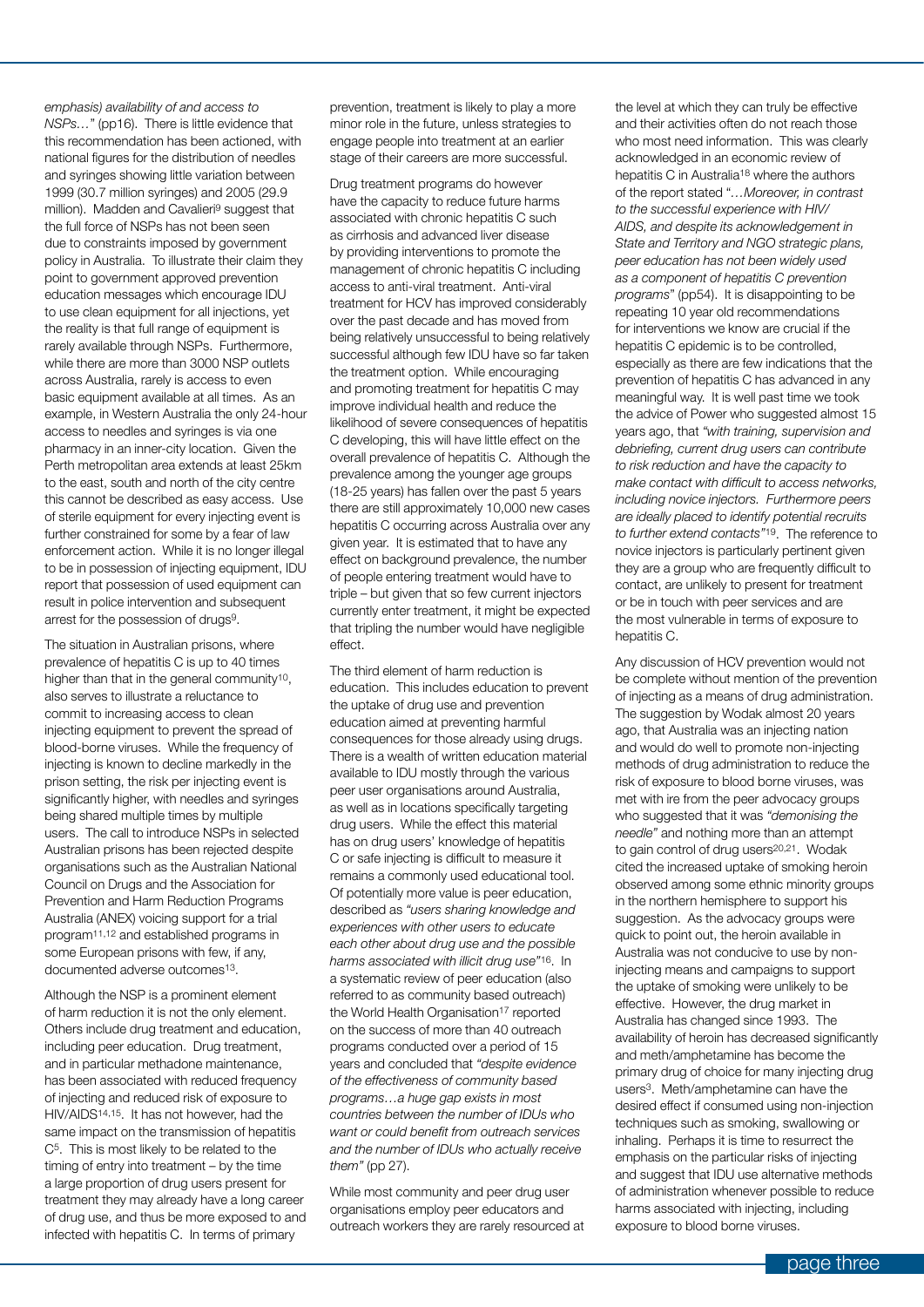*emphasis) availability of and access to NSPs…*" (pp16). There is little evidence that this recommendation has been actioned, with national figures for the distribution of needles and syringes showing little variation between 1999 (30.7 million syringes) and 2005 (29.9 million). Madden and Cavalieri[9] suggest that the full force of NSPs has not been seen due to constraints imposed by government policy in Australia. To illustrate their claim they point to government approved prevention education messages which encourage IDU to use clean equipment for all injections, yet the reality is that full range of equipment is rarely available through NSPs. Furthermore, while there are more than 3000 NSP outlets across Australia, rarely is access to even basic equipment available at all times. As an example, in Western Australia the only 24-hour access to needles and syringes is via one pharmacy in an inner-city location. Given the Perth metropolitan area extends at least 25km to the east, south and north of the city centre this cannot be described as easy access. Use of sterile equipment for every injecting event is further constrained for some by a fear of law enforcement action. While it is no longer illegal to be in possession of injecting equipment, IDU report that possession of used equipment can result in police intervention and subsequent arrest for the possession of drugs[9].

The situation in Australian prisons, where prevalence of hepatitis C is up to 40 times higher than that in the general community[10], also serves to illustrate a reluctance to commit to increasing access to clean injecting equipment to prevent the spread of blood-borne viruses. While the frequency of injecting is known to decline markedly in the prison setting, the risk per injecting event is significantly higher, with needles and syringes being shared multiple times by multiple users. The call to introduce NSPs in selected Australian prisons has been rejected despite organisations such as the Australian National Council on Drugs and the Association for Prevention and Harm Reduction Programs Australia (ANEX) voicing support for a trial program[11,12] and established programs in some European prisons with few, if any, documented adverse outcomes[13].

Although the NSP is a prominent element of harm reduction it is not the only element. Others include drug treatment and education, including peer education. Drug treatment, and in particular methadone maintenance, has been associated with reduced frequency of injecting and reduced risk of exposure to HIV/AIDS[14,15]. It has not however, had the same impact on the transmission of hepatitis C[5]. This is most likely to be related to the timing of entry into treatment – by the time a large proportion of drug users present for treatment they may already have a long career of drug use, and thus be more exposed to and infected with hepatitis C. In terms of primary prevention, treatment is likely to play a more minor role in the future, unless strategies to engage people into treatment at an earlier stage of their careers are more successful.

Drug treatment programs do however have the capacity to reduce future harms associated with chronic hepatitis C such as cirrhosis and advanced liver disease by providing interventions to promote the management of chronic hepatitis C including access to anti-viral treatment. Anti-viral treatment for HCV has improved considerably over the past decade and has moved from being relatively unsuccessful to being relatively successful although few IDU have so far taken the treatment option. While encouraging and promoting treatment for hepatitis C may improve individual health and reduce the likelihood of severe consequences of hepatitis C developing, this will have little effect on the overall prevalence of hepatitis C. Although the prevalence among the younger age groups (18-25 years) has fallen over the past 5 years there are still approximately 10,000 new cases hepatitis C occurring across Australia over any given year. It is estimated that to have any effect on background prevalence, the number of people entering treatment would have to triple – but given that so few current injectors currently enter treatment, it might be expected that tripling the number would have negligible effect.

The third element of harm reduction is education. This includes education to prevent the uptake of drug use and prevention education aimed at preventing harmful consequences for those already using drugs. There is a wealth of written education material available to IDU mostly through the various peer user organisations around Australia, as well as in locations specifically targeting drug users. While the effect this material has on drug users' knowledge of hepatitis C or safe injecting is difficult to measure it remains a commonly used educational tool. Of potentially more value is peer education, described as *"users sharing knowledge and experiences with other users to educate each other about drug use and the possible harms associated with illicit drug use"*[16]. In a systematic review of peer education (also referred to as community based outreach) the World Health Organisation[17] reported on the success of more than 40 outreach programs conducted over a period of 15 years and concluded that *"despite evidence of the effectiveness of community based programs…a huge gap exists in most countries between the number of IDUs who want or could benefit from outreach services and the number of IDUs who actually receive them"* (pp 27).

While most community and peer drug user organisations employ peer educators and outreach workers they are rarely resourced at the level at which they can truly be effective and their activities often do not reach those who most need information. This was clearly acknowledged in an economic review of hepatitis C in Australia[18] where the authors of the report stated "*…Moreover, in contrast to the successful experience with HIV/AIDS, and despite its acknowledgement in State and Territory and NGO strategic plans, peer education has not been widely used as a component of hepatitis C prevention programs*" (pp54). It is disappointing to be repeating 10 year old recommendations for interventions we know are crucial if the hepatitis C epidemic is to be controlled, especially as there are few indications that the prevention of hepatitis C has advanced in any meaningful way. It is well past time we took the advice of Power who suggested almost 15 years ago, that *"with training, supervision and debriefing, current drug users can contribute to risk reduction and have the capacity to make contact with difficult to access networks, including novice injectors. Furthermore peers are ideally placed to identify potential recruits to further extend contacts"*[19]. The reference to novice injectors is particularly pertinent given they are a group who are frequently difficult to contact, are unlikely to present for treatment or be in touch with peer services and are the most vulnerable in terms of exposure to hepatitis C.

Any discussion of HCV prevention would not be complete without mention of the prevention of injecting as a means of drug administration. The suggestion by Wodak almost 20 years ago, that Australia was an injecting nation and would do well to promote non-injecting methods of drug administration to reduce the risk of exposure to blood borne viruses, was met with ire from the peer advocacy groups who suggested that it was *"demonising the needle"* and nothing more than an attempt to gain control of drug users[20,21]. Wodak cited the increased uptake of smoking heroin observed among some ethnic minority groups in the northern hemisphere to support his suggestion. As the advocacy groups were quick to point out, the heroin available in Australia was not conducive to use by non-injecting means and campaigns to support the uptake of smoking were unlikely to be effective. However, the drug market in Australia has changed since 1993. The availability of heroin has decreased significantly and meth/amphetamine has become the primary drug of choice for many injecting drug users[3]. Meth/amphetamine can have the desired effect if consumed using non-injection techniques such as smoking, swallowing or inhaling. Perhaps it is time to resurrect the emphasis on the particular risks of injecting and suggest that IDU use alternative methods of administration whenever possible to reduce harms associated with injecting, including exposure to blood borne viruses.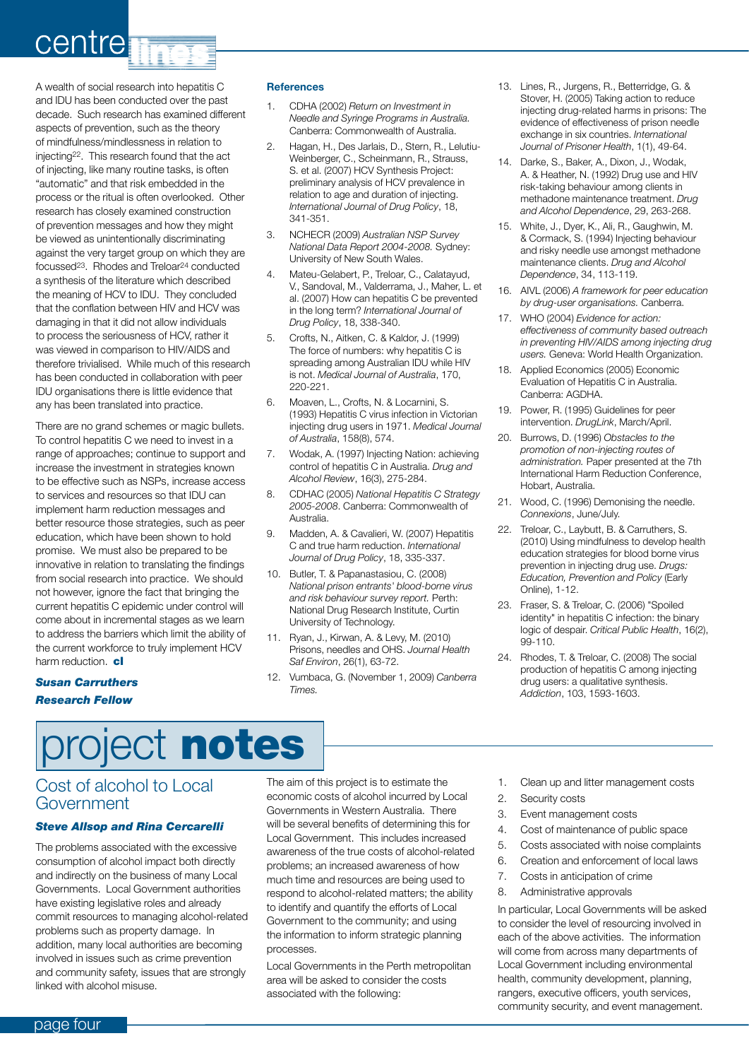A wealth of social research into hepatitis C and IDU has been conducted over the past decade. Such research has examined different aspects of prevention, such as the theory of mindfulness/mindlessness in relation to injecting[22]. This research found that the act of injecting, like many routine tasks, is often "automatic" and that risk embedded in the process or the ritual is often overlooked. Other research has closely examined construction of prevention messages and how they might be viewed as unintentionally discriminating against the very target group on which they are focussed[23]. Rhodes and Treloar[24] conducted a synthesis of the literature which described the meaning of HCV to IDU. They concluded that the conflation between HIV and HCV was damaging in that it did not allow individuals to process the seriousness of HCV, rather it was viewed in comparison to HIV/AIDS and therefore trivialised. While much of this research has been conducted in collaboration with peer IDU organisations there is little evidence that any has been translated into practice.

There are no grand schemes or magic bullets. To control hepatitis C we need to invest in a range of approaches; continue to support and increase the investment in strategies known to be effective such as NSPs, increase access to services and resources so that IDU can implement harm reduction messages and better resource those strategies, such as peer education, which have been shown to hold promise. We must also be prepared to be innovative in relation to translating the findings from social research into practice. We should not however, ignore the fact that bringing the current hepatitis C epidemic under control will come about in incremental stages as we learn to address the barriers which limit the ability of the current workforce to truly implement HCV harm reduction. **cl**

***Susan Carruthers***
***Research Fellow***

### References

1. CDHA (2002) *Return on Investment in Needle and Syringe Programs in Australia.* Canberra: Commonwealth of Australia.
2. Hagan, H., Des Jarlais, D., Stern, R., Lelutiu-Weinberger, C., Scheinmann, R., Strauss, S. et al. (2007) HCV Synthesis Project: preliminary analysis of HCV prevalence in relation to age and duration of injecting. *International Journal of Drug Policy*, 18, 341-351.
3. NCHECR (2009) *Australian NSP Survey National Data Report 2004-2008.* Sydney: University of New South Wales.
4. Mateu-Gelabert, P., Treloar, C., Calatayud, V., Sandoval, M., Valderrama, J., Maher, L. et al. (2007) How can hepatitis C be prevented in the long term? *International Journal of Drug Policy*, 18, 338-340.
5. Crofts, N., Aitken, C. & Kaldor, J. (1999) The force of numbers: why hepatitis C is spreading among Australian IDU while HIV is not. *Medical Journal of Australia*, 170, 220-221.
6. Moaven, L., Crofts, N. & Locarnini, S. (1993) Hepatitis C virus infection in Victorian injecting drug users in 1971. *Medical Journal of Australia*, 158(8), 574.
7. Wodak, A. (1997) Injecting Nation: achieving control of hepatitis C in Australia. *Drug and Alcohol Review*, 16(3), 275-284.
8. CDHAC (2005) *National Hepatitis C Strategy 2005-2008*. Canberra: Commonwealth of Australia.
9. Madden, A. & Cavalieri, W. (2007) Hepatitis C and true harm reduction. *International Journal of Drug Policy*, 18, 335-337.
10. Butler, T. & Papanastasiou, C. (2008) *National prison entrants' blood-borne virus and risk behaviour survey report.* Perth: National Drug Research Institute, Curtin University of Technology.
11. Ryan, J., Kirwan, A. & Levy, M. (2010) Prisons, needles and OHS. *Journal Health Saf Environ*, 26(1), 63-72.
12. Vumbaca, G. (November 1, 2009) *Canberra Times.*
13. Lines, R., Jurgens, R., Betterridge, G. & Stover, H. (2005) Taking action to reduce injecting drug-related harms in prisons: The evidence of effectiveness of prison needle exchange in six countries. *International Journal of Prisoner Health*, 1(1), 49-64.
14. Darke, S., Baker, A., Dixon, J., Wodak, A. & Heather, N. (1992) Drug use and HIV risk-taking behaviour among clients in methadone maintenance treatment. *Drug and Alcohol Dependence*, 29, 263-268.
15. White, J., Dyer, K., Ali, R., Gaughwin, M. & Cormack, S. (1994) Injecting behaviour and risky needle use amongst methadone maintenance clients. *Drug and Alcohol Dependence*, 34, 113-119.
16. AIVL (2006) *A framework for peer education by drug-user organisations.* Canberra.
17. WHO (2004) *Evidence for action: effectiveness of community based outreach in preventing HIV/AIDS among injecting drug users.* Geneva: World Health Organization.
18. Applied Economics (2005) Economic Evaluation of Hepatitis C in Australia. Canberra: AGDHA.
19. Power, R. (1995) Guidelines for peer intervention. *DrugLink*, March/April.
20. Burrows, D. (1996) *Obstacles to the promotion of non-injecting routes of administration.* Paper presented at the 7th International Harm Reduction Conference, Hobart, Australia.
21. Wood, C. (1996) Demonising the needle. *Connexions*, June/July.
22. Treloar, C., Laybutt, B. & Carruthers, S. (2010) Using mindfulness to develop health education strategies for blood borne virus prevention in injecting drug use. *Drugs: Education, Prevention and Policy* (Early Online), 1-12.
23. Fraser, S. & Treloar, C. (2006) "Spoiled identity" in hepatitis C infection: the binary logic of despair. *Critical Public Health*, 16(2), 99-110.
24. Rhodes, T. & Treloar, C. (2008) The social production of hepatitis C among injecting drug users: a qualitative synthesis. *Addiction*, 103, 1593-1603.

# project **notes**

## Cost of alcohol to Local Government

***Steve Allsop and Rina Cercarelli***

The problems associated with the excessive consumption of alcohol impact both directly and indirectly on the business of many Local Governments. Local Government authorities have existing legislative roles and already commit resources to managing alcohol-related problems such as property damage. In addition, many local authorities are becoming involved in issues such as crime prevention and community safety, issues that are strongly linked with alcohol misuse.

The aim of this project is to estimate the economic costs of alcohol incurred by Local Governments in Western Australia. There will be several benefits of determining this for Local Government. This includes increased awareness of the true costs of alcohol-related problems; an increased awareness of how much time and resources are being used to respond to alcohol-related matters; the ability to identify and quantify the efforts of Local Government to the community; and using the information to inform strategic planning processes.

Local Governments in the Perth metropolitan area will be asked to consider the costs associated with the following:

1. Clean up and litter management costs
2. Security costs
3. Event management costs
4. Cost of maintenance of public space
5. Costs associated with noise complaints
6. Creation and enforcement of local laws
7. Costs in anticipation of crime
8. Administrative approvals

In particular, Local Governments will be asked to consider the level of resourcing involved in each of the above activities. The information will come from across many departments of Local Government including environmental health, community development, planning, rangers, executive officers, youth services, community security, and event management.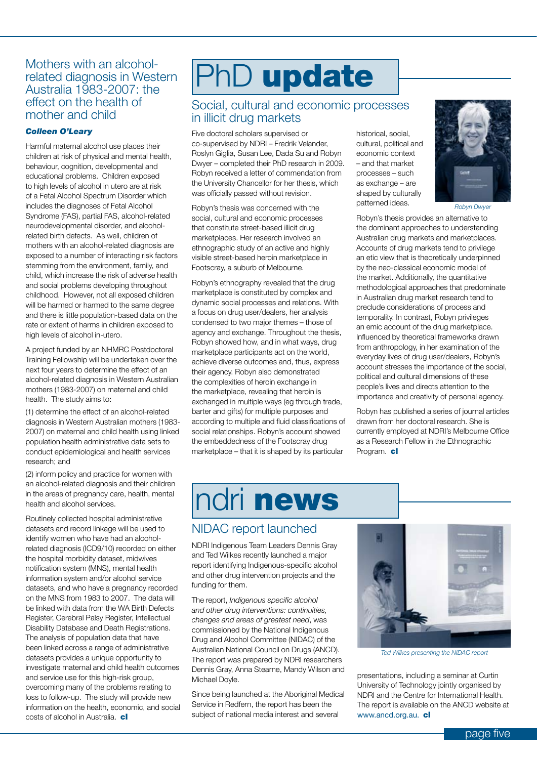## Mothers with an alcohol-related diagnosis in Western Australia 1983-2007: the effect on the health of mother and child

***Colleen O'Leary***

Harmful maternal alcohol use places their children at risk of physical and mental health, behaviour, cognition, developmental and educational problems. Children exposed to high levels of alcohol in utero are at risk of a Fetal Alcohol Spectrum Disorder which includes the diagnoses of Fetal Alcohol Syndrome (FAS), partial FAS, alcohol-related neurodevelopmental disorder, and alcohol-related birth defects. As well, children of mothers with an alcohol-related diagnosis are exposed to a number of interacting risk factors stemming from the environment, family, and child, which increase the risk of adverse health and social problems developing throughout childhood. However, not all exposed children will be harmed or harmed to the same degree and there is little population-based data on the rate or extent of harms in children exposed to high levels of alcohol in-utero.

A project funded by an NHMRC Postdoctoral Training Fellowship will be undertaken over the next four years to determine the effect of an alcohol-related diagnosis in Western Australian mothers (1983-2007) on maternal and child health. The study aims to:

(1) determine the effect of an alcohol-related diagnosis in Western Australian mothers (1983-2007) on maternal and child health using linked population health administrative data sets to conduct epidemiological and health services research; and

(2) inform policy and practice for women with an alcohol-related diagnosis and their children in the areas of pregnancy care, health, mental health and alcohol services.

Routinely collected hospital administrative datasets and record linkage will be used to identify women who have had an alcohol-related diagnosis (ICD9/10) recorded on either the hospital morbidity dataset, midwives notification system (MNS), mental health information system and/or alcohol service datasets, and who have a pregnancy recorded on the MNS from 1983 to 2007. The data will be linked with data from the WA Birth Defects Register, Cerebral Palsy Register, Intellectual Disability Database and Death Registrations. The analysis of population data that have been linked across a range of administrative datasets provides a unique opportunity to investigate maternal and child health outcomes and service use for this high-risk group, overcoming many of the problems relating to loss to follow-up. The study will provide new information on the health, economic, and social costs of alcohol in Australia. **cl**

# PhD **update**

## Social, cultural and economic processes in illicit drug markets

Five doctoral scholars supervised or co-supervised by NDRI – Fredrik Velander, Roslyn Giglia, Susan Lee, Dada Su and Robyn Dwyer – completed their PhD research in 2009. Robyn received a letter of commendation from the University Chancellor for her thesis, which was officially passed without revision.

Robyn's thesis was concerned with the social, cultural and economic processes that constitute street-based illicit drug marketplaces. Her research involved an ethnographic study of an active and highly visible street-based heroin marketplace in Footscray, a suburb of Melbourne.

Robyn's ethnography revealed that the drug marketplace is constituted by complex and dynamic social processes and relations. With a focus on drug user/dealers, her analysis condensed to two major themes – those of agency and exchange. Throughout the thesis, Robyn showed how, and in what ways, drug marketplace participants act on the world, achieve diverse outcomes and, thus, express their agency. Robyn also demonstrated the complexities of heroin exchange in the marketplace, revealing that heroin is exchanged in multiple ways (eg through trade, barter and gifts) for multiple purposes and according to multiple and fluid classifications of social relationships. Robyn's account showed the embeddedness of the Footscray drug marketplace – that it is shaped by its particular historical, social, cultural, political and economic context – and that market processes – such as exchange – are shaped by culturally patterned ideas.

*Robyn Dwyer*

Robyn's thesis provides an alternative to the dominant approaches to understanding Australian drug markets and marketplaces. Accounts of drug markets tend to privilege an etic view that is theoretically underpinned by the neo-classical economic model of the market. Additionally, the quantitative methodological approaches that predominate in Australian drug market research tend to preclude considerations of process and temporality. In contrast, Robyn privileges an emic account of the drug marketplace. Influenced by theoretical frameworks drawn from anthropology, in her examination of the everyday lives of drug user/dealers, Robyn's account stresses the importance of the social, political and cultural dimensions of these people's lives and directs attention to the importance and creativity of personal agency.

Robyn has published a series of journal articles drawn from her doctoral research. She is currently employed at NDRI's Melbourne Office as a Research Fellow in the Ethnographic Program. **cl**

# ndri **news**

## NIDAC report launched

NDRI Indigenous Team Leaders Dennis Gray and Ted Wilkes recently launched a major report identifying Indigenous-specific alcohol and other drug intervention projects and the funding for them.

The report, *Indigenous specific alcohol and other drug interventions: continuities, changes and areas of greatest need*, was commissioned by the National Indigenous Drug and Alcohol Committee (NIDAC) of the Australian National Council on Drugs (ANCD). The report was prepared by NDRI researchers Dennis Gray, Anna Stearne, Mandy Wilson and Michael Doyle.

Since being launched at the Aboriginal Medical Service in Redfern, the report has been the subject of national media interest and several presentations, including a seminar at Curtin University of Technology jointly organised by NDRI and the Centre for International Health. The report is available on the ANCD website at www.ancd.org.au. **cl**

*Ted Wilkes presenting the NIDAC report*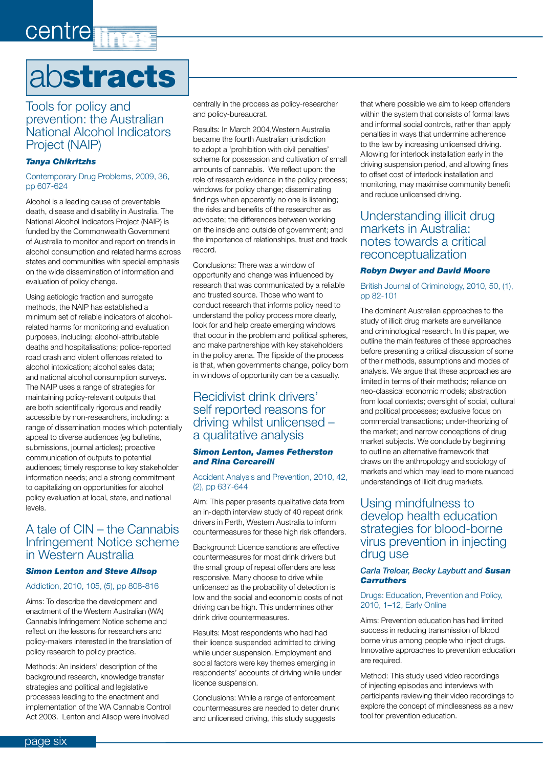# abstracts

## Tools for policy and prevention: the Australian National Alcohol Indicators Project (NAIP)

***Tanya Chikritzhs***

Contemporary Drug Problems, 2009, 36, pp 607-624

Alcohol is a leading cause of preventable death, disease and disability in Australia. The National Alcohol Indicators Project (NAIP) is funded by the Commonwealth Government of Australia to monitor and report on trends in alcohol consumption and related harms across states and communities with special emphasis on the wide dissemination of information and evaluation of policy change.

Using aetiologic fraction and surrogate methods, the NAIP has established a minimum set of reliable indicators of alcohol-related harms for monitoring and evaluation purposes, including: alcohol-attributable deaths and hospitalisations; police-reported road crash and violent offences related to alcohol intoxication; alcohol sales data; and national alcohol consumption surveys. The NAIP uses a range of strategies for maintaining policy-relevant outputs that are both scientifically rigorous and readily accessible by non-researchers, including: a range of dissemination modes which potentially appeal to diverse audiences (eg bulletins, submissions, journal articles); proactive communication of outputs to potential audiences; timely response to key stakeholder information needs; and a strong commitment to capitalizing on opportunities for alcohol policy evaluation at local, state, and national levels.

## A tale of CIN – the Cannabis Infringement Notice scheme in Western Australia

***Simon Lenton and Steve Allsop***

Addiction, 2010, 105, (5), pp 808-816

Aims: To describe the development and enactment of the Western Australian (WA) Cannabis Infringement Notice scheme and reflect on the lessons for researchers and policy-makers interested in the translation of policy research to policy practice.

Methods: An insiders' description of the background research, knowledge transfer strategies and political and legislative processes leading to the enactment and implementation of the WA Cannabis Control Act 2003. Lenton and Allsop were involved centrally in the process as policy-researcher and policy-bureaucrat.

Results: In March 2004,Western Australia became the fourth Australian jurisdiction to adopt a 'prohibition with civil penalties' scheme for possession and cultivation of small amounts of cannabis. We reflect upon: the role of research evidence in the policy process; windows for policy change; disseminating findings when apparently no one is listening; the risks and benefits of the researcher as advocate; the differences between working on the inside and outside of government; and the importance of relationships, trust and track record.

Conclusions: There was a window of opportunity and change was influenced by research that was communicated by a reliable and trusted source. Those who want to conduct research that informs policy need to understand the policy process more clearly, look for and help create emerging windows that occur in the problem and political spheres, and make partnerships with key stakeholders in the policy arena. The flipside of the process is that, when governments change, policy born in windows of opportunity can be a casualty.

## Recidivist drink drivers' self reported reasons for driving whilst unlicensed – a qualitative analysis

***Simon Lenton, James Fetherston and Rina Cercarelli***

Accident Analysis and Prevention, 2010, 42, (2), pp 637-644

Aim: This paper presents qualitative data from an in-depth interview study of 40 repeat drink drivers in Perth, Western Australia to inform countermeasures for these high risk offenders.

Background: Licence sanctions are effective countermeasures for most drink drivers but the small group of repeat offenders are less responsive. Many choose to drive while unlicensed as the probability of detection is low and the social and economic costs of not driving can be high. This undermines other drink drive countermeasures.

Results: Most respondents who had had their licence suspended admitted to driving while under suspension. Employment and social factors were key themes emerging in respondents' accounts of driving while under licence suspension.

Conclusions: While a range of enforcement countermeasures are needed to deter drunk and unlicensed driving, this study suggests that where possible we aim to keep offenders within the system that consists of formal laws and informal social controls, rather than apply penalties in ways that undermine adherence to the law by increasing unlicensed driving. Allowing for interlock installation early in the driving suspension period, and allowing fines to offset cost of interlock installation and monitoring, may maximise community benefit and reduce unlicensed driving.

## Understanding illicit drug markets in Australia: notes towards a critical reconceptualisation

***Robyn Dwyer and David Moore***

British Journal of Criminology, 2010, 50, (1), pp 82-101

The dominant Australian approaches to the study of illicit drug markets are surveillance and criminological research. In this paper, we outline the main features of these approaches before presenting a critical discussion of some of their methods, assumptions and modes of analysis. We argue that these approaches are limited in terms of their methods; reliance on neo-classical economic models; abstraction from local contexts; oversight of social, cultural and political processes; exclusive focus on commercial transactions; under-theorizing of the market; and narrow conceptions of drug market subjects. We conclude by beginning to outline an alternative framework that draws on the anthropology and sociology of markets and which may lead to more nuanced understandings of illicit drug markets.

## Using mindfulness to develop health education strategies for blood-borne virus prevention in injecting drug use

*Carla Treloar, Becky Laybutt and* ***Susan Carruthers***

Drugs: Education, Prevention and Policy, 2010, 1–12, Early Online

Aims: Prevention education has had limited success in reducing transmission of blood borne virus among people who inject drugs. Innovative approaches to prevention education are required.

Method: This study used video recordings of injecting episodes and interviews with participants reviewing their video recordings to explore the concept of mindlessness as a new tool for prevention education.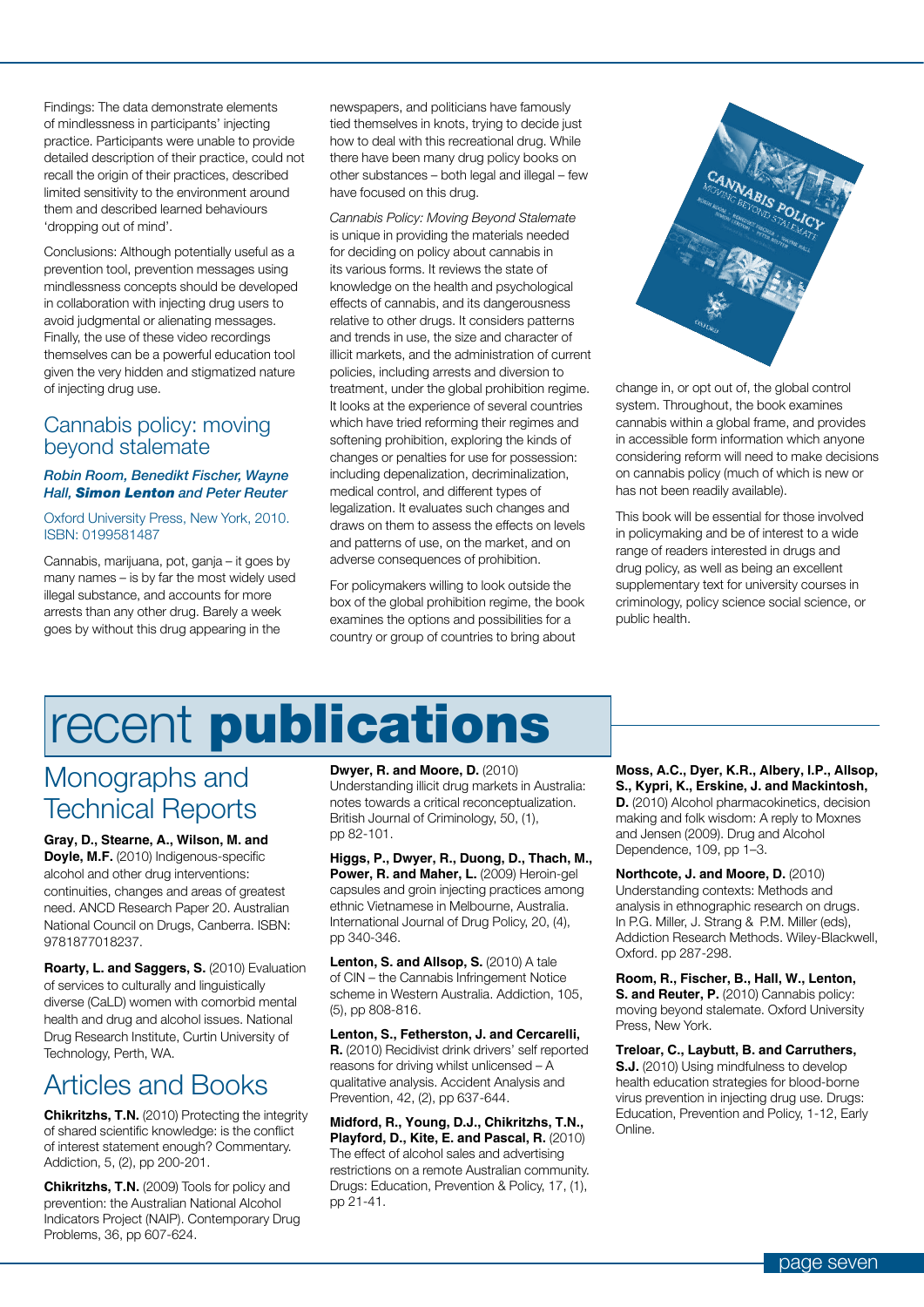Findings: The data demonstrate elements of mindlessness in participants' injecting practice. Participants were unable to provide detailed description of their practice, could not recall the origin of their practices, described limited sensitivity to the environment around them and described learned behaviours 'dropping out of mind'.

Conclusions: Although potentially useful as a prevention tool, prevention messages using mindlessness concepts should be developed in collaboration with injecting drug users to avoid judgmental or alienating messages. Finally, the use of these video recordings themselves can be a powerful education tool given the very hidden and stigmatized nature of injecting drug use.

## Cannabis policy: moving beyond stalemate

***Robin Room, Benedikt Fischer, Wayne Hall, Simon Lenton and Peter Reuter***

Oxford University Press, New York, 2010. ISBN: 0199581487

Cannabis, marijuana, pot, ganja – it goes by many names – is by far the most widely used illegal substance, and accounts for more arrests than any other drug. Barely a week goes by without this drug appearing in the newspapers, and politicians have famously tied themselves in knots, trying to decide just how to deal with this recreational drug. While there have been many drug policy books on other substances – both legal and illegal – few have focused on this drug.

*Cannabis Policy: Moving Beyond Stalemate* is unique in providing the materials needed for deciding on policy about cannabis in its various forms. It reviews the state of knowledge on the health and psychological effects of cannabis, and its dangerousness relative to other drugs. It considers patterns and trends in use, the size and character of illicit markets, and the administration of current policies, including arrests and diversion to treatment, under the global prohibition regime. It looks at the experience of several countries which have tried reforming their regimes and softening prohibition, exploring the kinds of changes or penalties for use for possession: including depenalization, decriminalization, medical control, and different types of legalization. It evaluates such changes and draws on them to assess the effects on levels and patterns of use, on the market, and on adverse consequences of prohibition.

For policymakers willing to look outside the box of the global prohibition regime, the book examines the options and possibilities for a country or group of countries to bring about change in, or opt out of, the global control system. Throughout, the book examines cannabis within a global frame, and provides in accessible form information which anyone considering reform will need to make decisions on cannabis policy (much of which is new or has not been readily available).

This book will be essential for those involved in policymaking and be of interest to a wide range of readers interested in drugs and drug policy, as well as being an excellent supplementary text for university courses in criminology, policy science social science, or public health.

# recent **publications**

## Monographs and Technical Reports

**Gray, D., Stearne, A., Wilson, M. and Doyle, M.F.** (2010) Indigenous-specific alcohol and other drug interventions: continuities, changes and areas of greatest need. ANCD Research Paper 20. Australian National Council on Drugs, Canberra. ISBN: 9781877018237.

**Roarty, L. and Saggers, S.** (2010) Evaluation of services to culturally and linguistically diverse (CaLD) women with comorbid mental health and drug and alcohol issues. National Drug Research Institute, Curtin University of Technology, Perth, WA.

## Articles and Books

**Chikritzhs, T.N.** (2010) Protecting the integrity of shared scientific knowledge: is the conflict of interest statement enough? Commentary. Addiction, 5, (2), pp 200-201.

**Chikritzhs, T.N.** (2009) Tools for policy and prevention: the Australian National Alcohol Indicators Project (NAIP). Contemporary Drug Problems, 36, pp 607-624.

**Dwyer, R. and Moore, D.** (2010) Understanding illicit drug markets in Australia: notes towards a critical reconceptualization. British Journal of Criminology, 50, (1), pp 82-101.

**Higgs, P., Dwyer, R., Duong, D., Thach, M., Power, R. and Maher, L.** (2009) Heroin-gel capsules and groin injecting practices among ethnic Vietnamese in Melbourne, Australia. International Journal of Drug Policy, 20, (4), pp 340-346.

**Lenton, S. and Allsop, S.** (2010) A tale of CIN – the Cannabis Infringement Notice scheme in Western Australia. Addiction, 105, (5), pp 808-816.

**Lenton, S., Fetherston, J. and Cercarelli, R.** (2010) Recidivist drink drivers' self reported reasons for driving whilst unlicensed – A qualitative analysis. Accident Analysis and Prevention, 42, (2), pp 637-644.

**Midford, R., Young, D.J., Chikritzhs, T.N., Playford, D., Kite, E. and Pascal, R.** (2010) The effect of alcohol sales and advertising restrictions on a remote Australian community. Drugs: Education, Prevention & Policy, 17, (1), pp 21-41.

**Moss, A.C., Dyer, K.R., Albery, I.P., Allsop, S., Kypri, K., Erskine, J. and Mackintosh, D.** (2010) Alcohol pharmacokinetics, decision making and folk wisdom: A reply to Moxnes and Jensen (2009). Drug and Alcohol Dependence, 109, pp 1–3.

**Northcote, J. and Moore, D.** (2010) Understanding contexts: Methods and analysis in ethnographic research on drugs. In P.G. Miller, J. Strang & P.M. Miller (eds), Addiction Research Methods. Wiley-Blackwell, Oxford. pp 287-298.

**Room, R., Fischer, B., Hall, W., Lenton, S. and Reuter, P.** (2010) Cannabis policy: moving beyond stalemate. Oxford University Press, New York.

**Treloar, C., Laybutt, B. and Carruthers, S.J.** (2010) Using mindfulness to develop health education strategies for blood-borne virus prevention in injecting drug use. Drugs: Education, Prevention and Policy, 1-12, Early Online.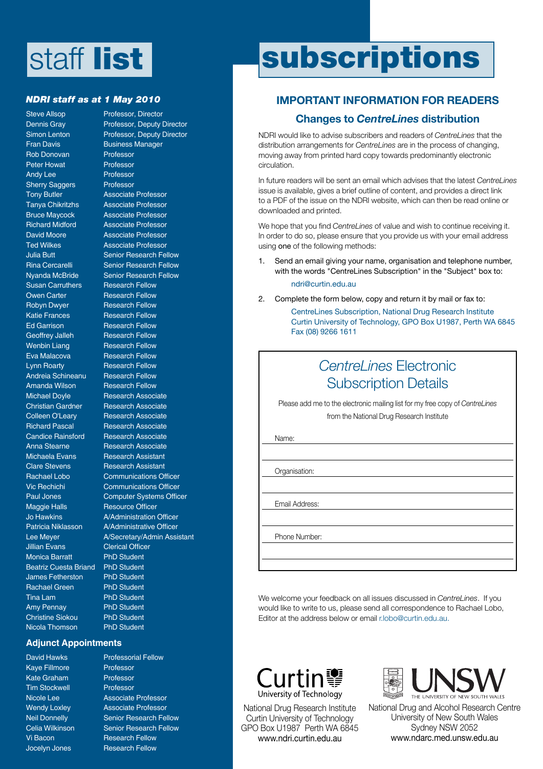# staff **list**

***NDRI staff as at 1 May 2010***

| | |
|---|---|
| Steve Allsop | Professor, Director |
| Dennis Gray | Professor, Deputy Director |
| Simon Lenton | Professor, Deputy Director |
| Fran Davis | Business Manager |
| Rob Donovan | Professor |
| Peter Howat | Professor |
| Andy Lee | Professor |
| Sherry Saggers | Professor |
| Tony Butler | Associate Professor |
| Tanya Chikritzhs | Associate Professor |
| Bruce Maycock | Associate Professor |
| Richard Midford | Associate Professor |
| David Moore | Associate Professor |
| Ted Wilkes | Associate Professor |
| Julia Butt | Senior Research Fellow |
| Rina Cercarelli | Senior Research Fellow |
| Nyanda McBride | Senior Research Fellow |
| Susan Carruthers | Research Fellow |
| Owen Carter | Research Fellow |
| Robyn Dwyer | Research Fellow |
| Katie Frances | Research Fellow |
| Ed Garrison | Research Fellow |
| Geoffrey Jalleh | Research Fellow |
| Wenbin Liang | Research Fellow |
| Eva Malacova | Research Fellow |
| Lynn Roarty | Research Fellow |
| Andreia Schineanu | Research Fellow |
| Amanda Wilson | Research Fellow |
| Michael Doyle | Research Associate |
| Christian Gardner | Research Associate |
| Colleen O'Leary | Research Associate |
| Richard Pascal | Research Associate |
| Candice Rainsford | Research Associate |
| Anna Stearne | Research Associate |
| Michaela Evans | Research Assistant |
| Clare Stevens | Research Assistant |
| Rachael Lobo | Communications Officer |
| Vic Rechichi | Communications Officer |
| Paul Jones | Computer Systems Officer |
| Maggie Halls | Resource Officer |
| Jo Hawkins | A/Administration Officer |
| Patricia Niklasson | A/Administrative Officer |
| Lee Meyer | A/Secretary/Admin Assistant |
| Jillian Evans | Clerical Officer |
| Monica Barratt | PhD Student |
| Beatriz Cuesta Briand | PhD Student |
| James Fetherston | PhD Student |
| Rachael Green | PhD Student |
| Tina Lam | PhD Student |
| Amy Pennay | PhD Student |
| Christine Siokou | PhD Student |
| Nicola Thomson | PhD Student |

## Adjunct Appointments

| | |
|---|---|
| David Hawks | Professorial Fellow |
| Kaye Fillmore | Professor |
| Kate Graham | Professor |
| Tim Stockwell | Professor |
| Nicole Lee | Associate Professor |
| Wendy Loxley | Associate Professor |
| Neil Donnelly | Senior Research Fellow |
| Celia Wilkinson | Senior Research Fellow |
| Vi Bacon | Research Fellow |
| Jocelyn Jones | Research Fellow |

# subscriptions

## IMPORTANT INFORMATION FOR READERS

### Changes to *CentreLines* distribution

NDRI would like to advise subscribers and readers of *CentreLines* that the distribution arrangements for *CentreLines* are in the process of changing, moving away from printed hard copy towards predominantly electronic circulation.

In future readers will be sent an email which advises that the latest *CentreLines* issue is available, gives a brief outline of content, and provides a direct link to a PDF of the issue on the NDRI website, which can then be read online or downloaded and printed.

We hope that you find *CentreLines* of value and wish to continue receiving it. In order to do so, please ensure that you provide us with your email address using **one** of the following methods:

1. Send an email giving your name, organisation and telephone number, with the words "CentreLines Subscription" in the "Subject" box to:

   ndri@curtin.edu.au

2. Complete the form below, copy and return it by mail or fax to:

   CentreLines Subscription, National Drug Research Institute
   Curtin University of Technology, GPO Box U1987, Perth WA 6845
   Fax (08) 9266 1611

### *CentreLines* Electronic Subscription Details

Please add me to the electronic mailing list for my free copy of *CentreLines* from the National Drug Research Institute

Name: 

Organisation: 

Email Address: 

Phone Number: 

We welcome your feedback on all issues discussed in *CentreLines*. If you would like to write to us, please send all correspondence to Rachael Lobo, Editor at the address below or email r.lobo@curtin.edu.au.

Curtin University of Technology

National Drug Research Institute
Curtin University of Technology
GPO Box U1987 Perth WA 6845
www.ndri.curtin.edu.au

UNSW THE UNIVERSITY OF NEW SOUTH WALES

National Drug and Alcohol Research Centre
University of New South Wales
Sydney NSW 2052
www.ndarc.med.unsw.edu.au